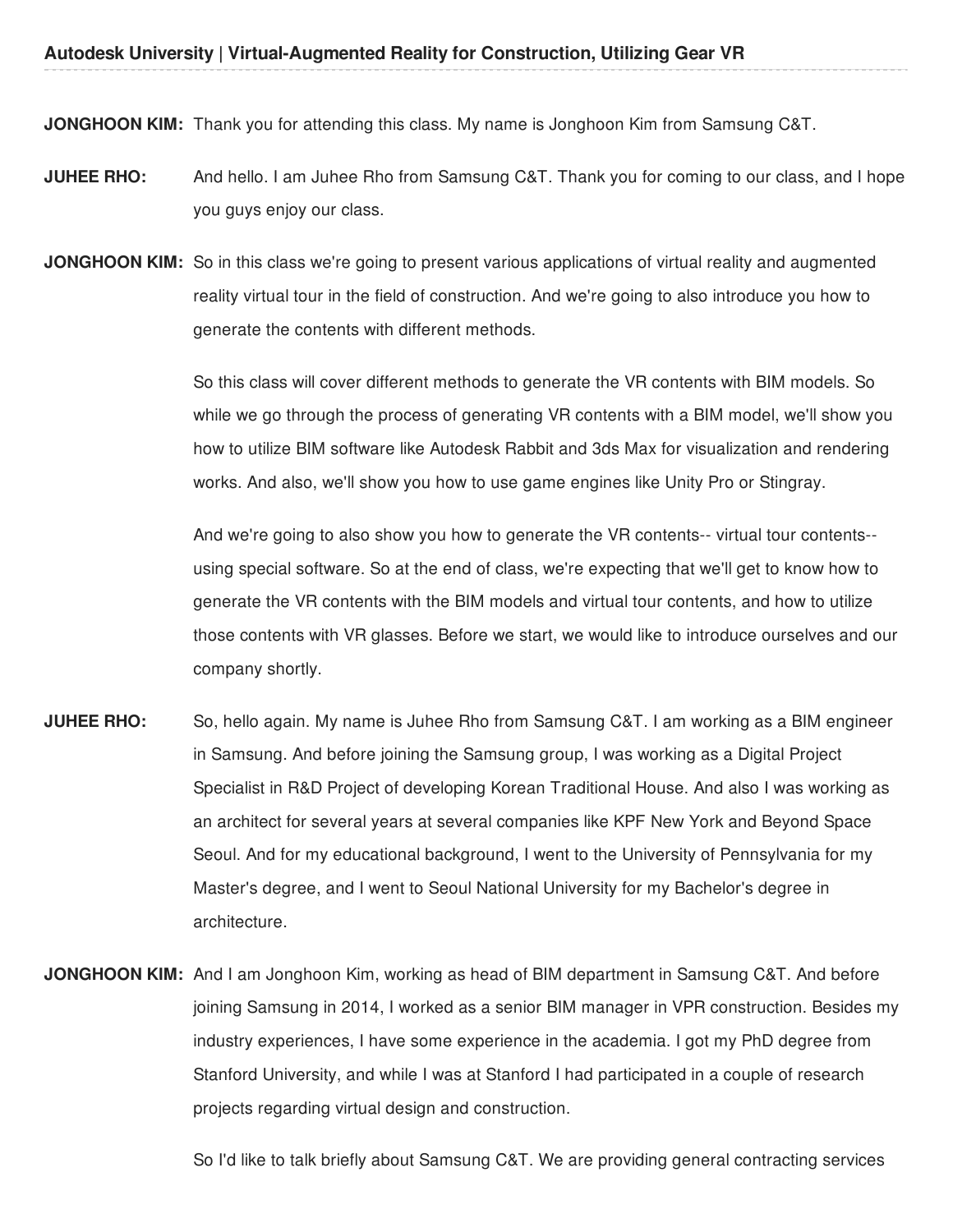**JONGHOON KIM:** Thank you for attending this class. My name is Jonghoon Kim from Samsung C&T.

**JUHEE RHO:** And hello. I am Juhee Rho from Samsung C&T. Thank you for coming to our class, and I hope you guys enjoy our class.

**JONGHOON KIM:** So in this class we're going to present various applications of virtual reality and augmented reality virtual tour in the field of construction. And we're going to also introduce you how to generate the contents with different methods.

So this class will cover different methods to generate the VR contents with BIM models. So while we go through the process of generating VR contents with a BIM model, we'll show you how to utilize BIM software like Autodesk Rabbit and 3ds Max for visualization and rendering works. And also, we'll show you how to use game engines like Unity Pro or Stingray.

And we're going to also show you how to generate the VR contents-- virtual tour contents-- using special software. So at the end of class, we're expecting that we'll get to know how to generate the VR contents with the BIM models and virtual tour contents, and how to utilize those contents with VR glasses. Before we start, we would like to introduce ourselves and our company shortly.

**JUHEE RHO:** So, hello again. My name is Juhee Rho from Samsung C&T. I am working as a BIM engineer in Samsung. And before joining the Samsung group, I was working as a Digital Project Specialist in R&D Project of developing Korean Traditional House. And also I was working as an architect for several years at several companies like KPF New York and Beyond Space Seoul. And for my educational background, I went to the University of Pennsylvania for my Master's degree, and I went to Seoul National University for my Bachelor's degree in architecture.

**JONGHOON KIM:** And I am Jonghoon Kim, working as head of BIM department in Samsung C&T. And before joining Samsung in 2014, I worked as a senior BIM manager in VPR construction. Besides my industry experiences, I have some experience in the academia. I got my PhD degree from Stanford University, and while I was at Stanford I had participated in a couple of research projects regarding virtual design and construction.

So I'd like to talk briefly about Samsung C&T. We are providing general contracting services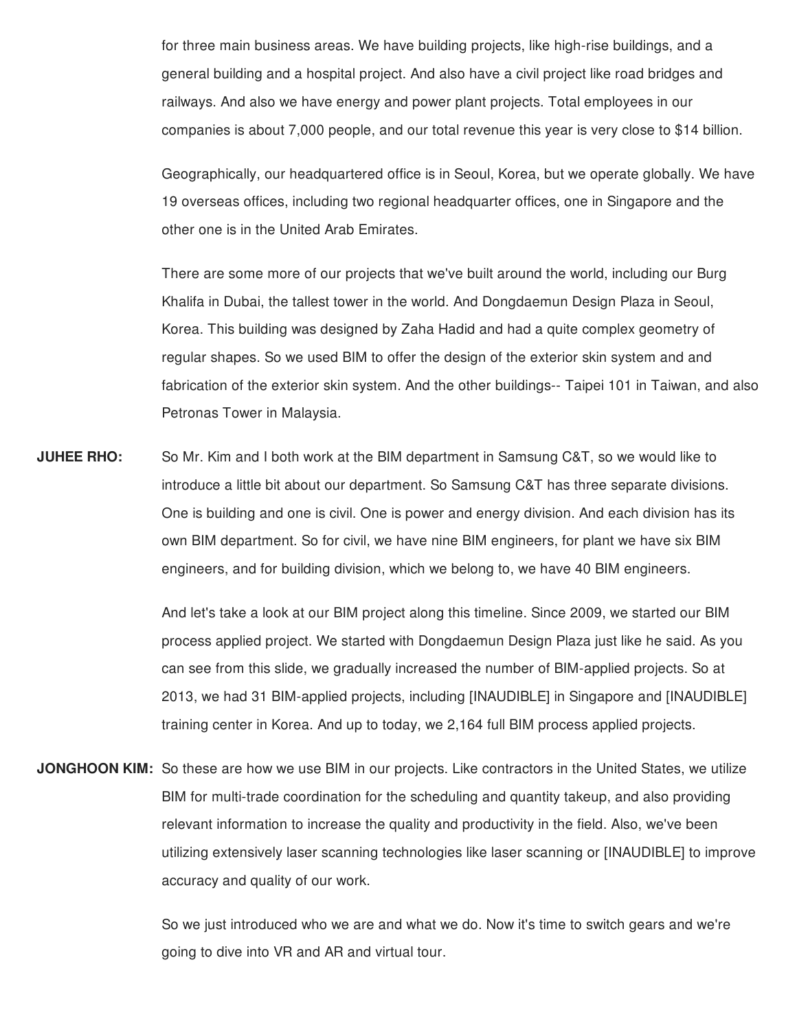for three main business areas. We have building projects, like high-rise buildings, and a general building and a hospital project. And also have a civil project like road bridges and railways. And also we have energy and power plant projects. Total employees in our companies is about 7,000 people, and our total revenue this year is very close to $14 billion.

Geographically, our headquartered office is in Seoul, Korea, but we operate globally. We have 19 overseas offices, including two regional headquarter offices, one in Singapore and the other one is in the United Arab Emirates.

There are some more of our projects that we've built around the world, including our Burg Khalifa in Dubai, the tallest tower in the world. And Dongdaemun Design Plaza in Seoul, Korea. This building was designed by Zaha Hadid and had a quite complex geometry of regular shapes. So we used BIM to offer the design of the exterior skin system and and fabrication of the exterior skin system. And the other buildings-- Taipei 101 in Taiwan, and also Petronas Tower in Malaysia.

**JUHEE RHO:** So Mr. Kim and I both work at the BIM department in Samsung C&T, so we would like to introduce a little bit about our department. So Samsung C&T has three separate divisions. One is building and one is civil. One is power and energy division. And each division has its own BIM department. So for civil, we have nine BIM engineers, for plant we have six BIM engineers, and for building division, which we belong to, we have 40 BIM engineers.

And let's take a look at our BIM project along this timeline. Since 2009, we started our BIM process applied project. We started with Dongdaemun Design Plaza just like he said. As you can see from this slide, we gradually increased the number of BIM-applied projects. So at 2013, we had 31 BIM-applied projects, including [INAUDIBLE] in Singapore and [INAUDIBLE] training center in Korea. And up to today, we 2,164 full BIM process applied projects.

**JONGHOON KIM:** So these are how we use BIM in our projects. Like contractors in the United States, we utilize BIM for multi-trade coordination for the scheduling and quantity takeup, and also providing relevant information to increase the quality and productivity in the field. Also, we've been utilizing extensively laser scanning technologies like laser scanning or [INAUDIBLE] to improve accuracy and quality of our work.

So we just introduced who we are and what we do. Now it's time to switch gears and we're going to dive into VR and AR and virtual tour.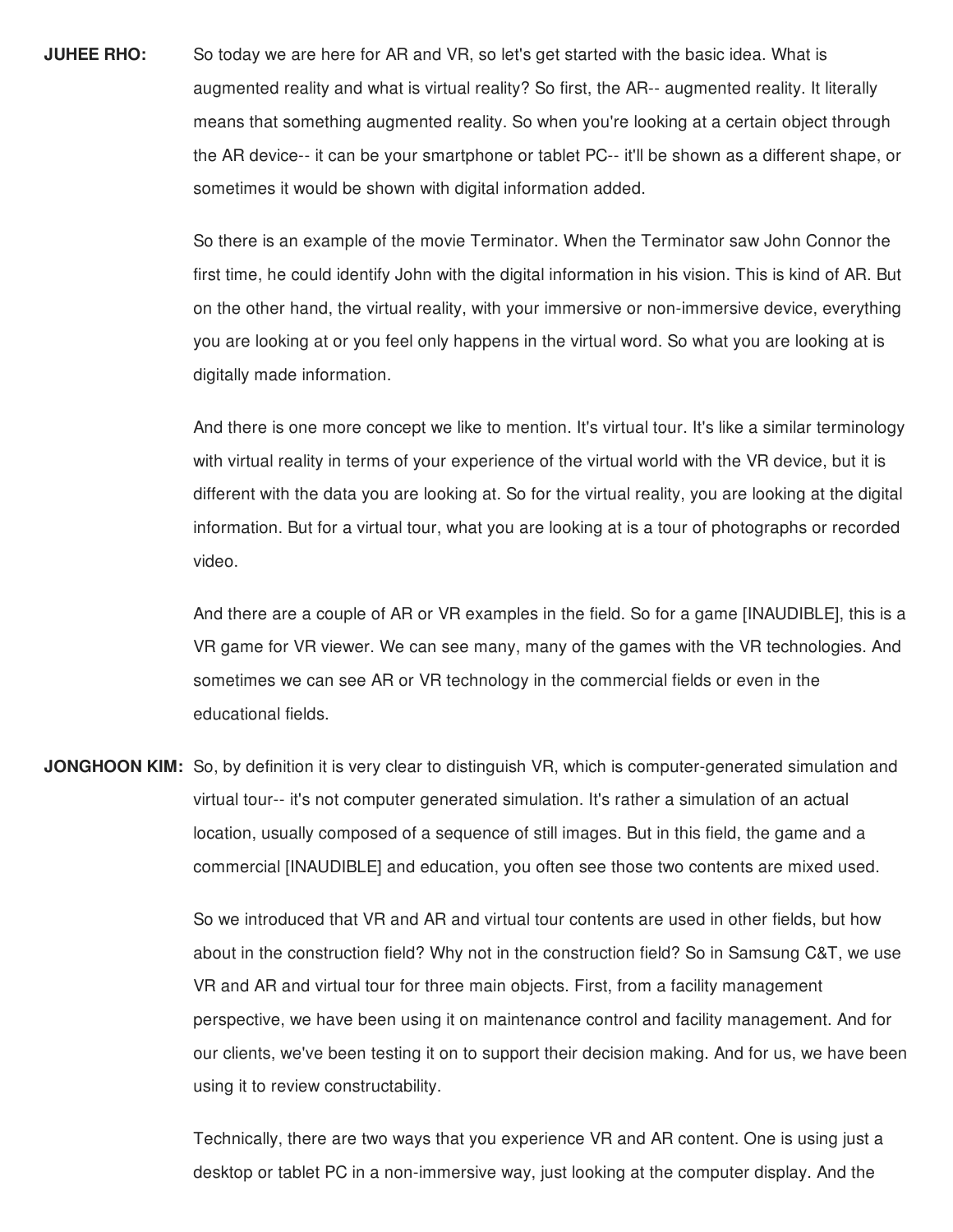**JUHEE RHO:** So today we are here for AR and VR, so let's get started with the basic idea. What is augmented reality and what is virtual reality? So first, the AR-- augmented reality. It literally means that something augmented reality. So when you're looking at a certain object through the AR device-- it can be your smartphone or tablet PC-- it'll be shown as a different shape, or sometimes it would be shown with digital information added.

So there is an example of the movie Terminator. When the Terminator saw John Connor the first time, he could identify John with the digital information in his vision. This is kind of AR. But on the other hand, the virtual reality, with your immersive or non-immersive device, everything you are looking at or you feel only happens in the virtual word. So what you are looking at is digitally made information.

And there is one more concept we like to mention. It's virtual tour. It's like a similar terminology with virtual reality in terms of your experience of the virtual world with the VR device, but it is different with the data you are looking at. So for the virtual reality, you are looking at the digital information. But for a virtual tour, what you are looking at is a tour of photographs or recorded video.

And there are a couple of AR or VR examples in the field. So for a game [INAUDIBLE], this is a VR game for VR viewer. We can see many, many of the games with the VR technologies. And sometimes we can see AR or VR technology in the commercial fields or even in the educational fields.

**JONGHOON KIM:** So, by definition it is very clear to distinguish VR, which is computer-generated simulation and virtual tour-- it's not computer generated simulation. It's rather a simulation of an actual location, usually composed of a sequence of still images. But in this field, the game and a commercial [INAUDIBLE] and education, you often see those two contents are mixed used.

So we introduced that VR and AR and virtual tour contents are used in other fields, but how about in the construction field? Why not in the construction field? So in Samsung C&T, we use VR and AR and virtual tour for three main objects. First, from a facility management perspective, we have been using it on maintenance control and facility management. And for our clients, we've been testing it on to support their decision making. And for us, we have been using it to review constructability.

Technically, there are two ways that you experience VR and AR content. One is using just a desktop or tablet PC in a non-immersive way, just looking at the computer display. And the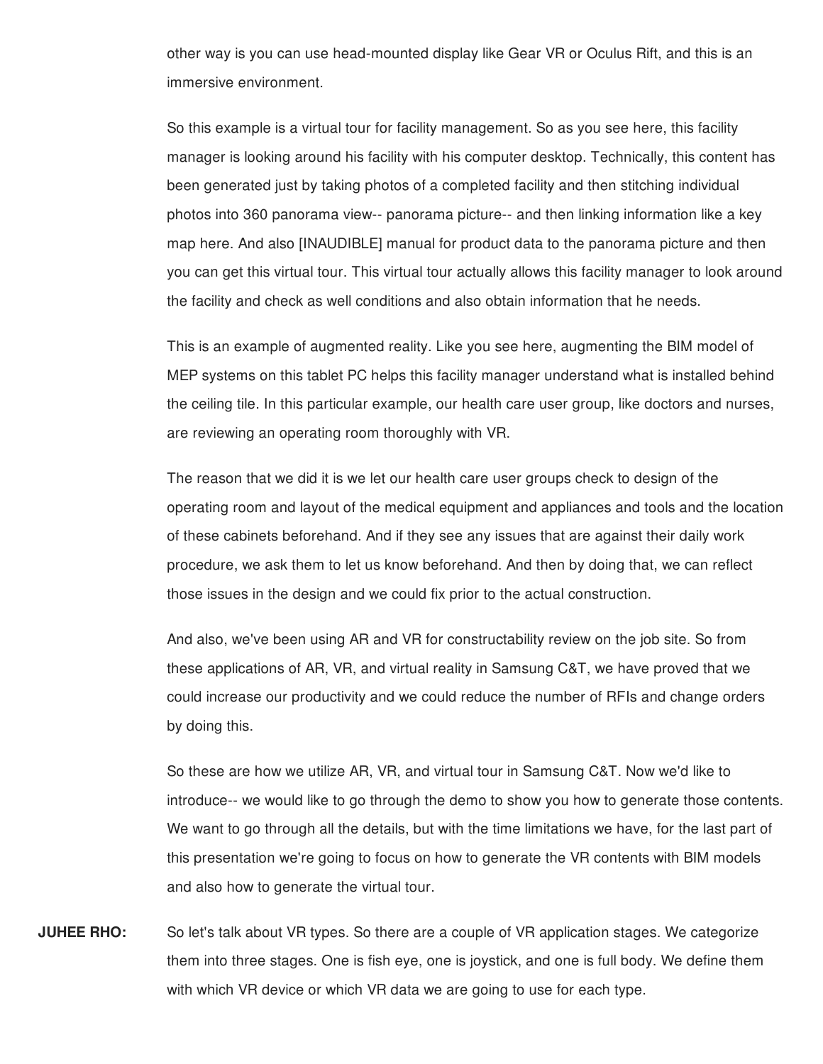other way is you can use head-mounted display like Gear VR or Oculus Rift, and this is an immersive environment.

So this example is a virtual tour for facility management. So as you see here, this facility manager is looking around his facility with his computer desktop. Technically, this content has been generated just by taking photos of a completed facility and then stitching individual photos into 360 panorama view-- panorama picture-- and then linking information like a key map here. And also [INAUDIBLE] manual for product data to the panorama picture and then you can get this virtual tour. This virtual tour actually allows this facility manager to look around the facility and check as well conditions and also obtain information that he needs.

This is an example of augmented reality. Like you see here, augmenting the BIM model of MEP systems on this tablet PC helps this facility manager understand what is installed behind the ceiling tile. In this particular example, our health care user group, like doctors and nurses, are reviewing an operating room thoroughly with VR.

The reason that we did it is we let our health care user groups check to design of the operating room and layout of the medical equipment and appliances and tools and the location of these cabinets beforehand. And if they see any issues that are against their daily work procedure, we ask them to let us know beforehand. And then by doing that, we can reflect those issues in the design and we could fix prior to the actual construction.

And also, we've been using AR and VR for constructability review on the job site. So from these applications of AR, VR, and virtual reality in Samsung C&T, we have proved that we could increase our productivity and we could reduce the number of RFIs and change orders by doing this.

So these are how we utilize AR, VR, and virtual tour in Samsung C&T. Now we'd like to introduce-- we would like to go through the demo to show you how to generate those contents. We want to go through all the details, but with the time limitations we have, for the last part of this presentation we're going to focus on how to generate the VR contents with BIM models and also how to generate the virtual tour.

**JUHEE RHO:** So let's talk about VR types. So there are a couple of VR application stages. We categorize them into three stages. One is fish eye, one is joystick, and one is full body. We define them with which VR device or which VR data we are going to use for each type.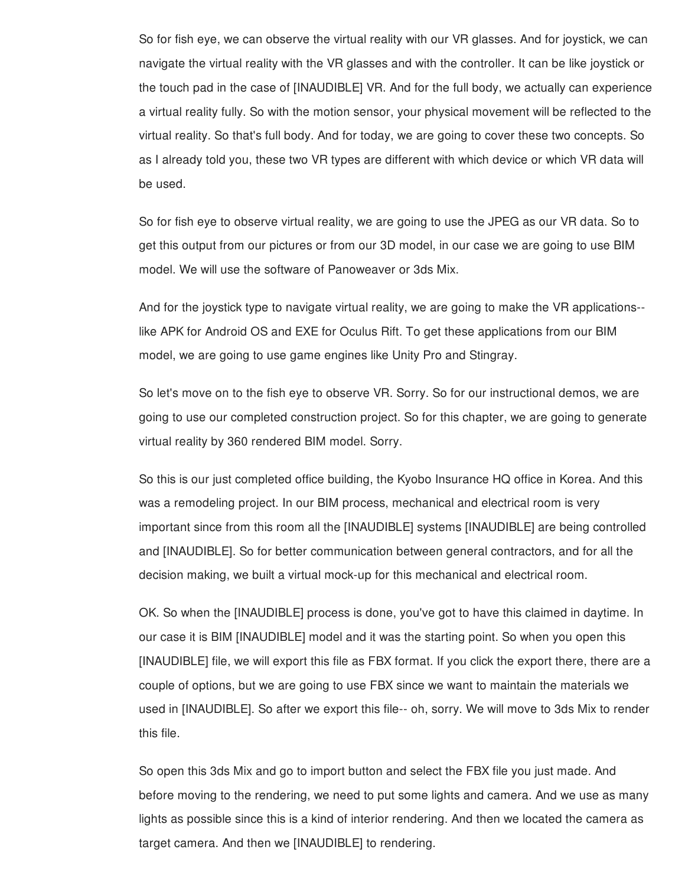So for fish eye, we can observe the virtual reality with our VR glasses. And for joystick, we can navigate the virtual reality with the VR glasses and with the controller. It can be like joystick or the touch pad in the case of [INAUDIBLE] VR. And for the full body, we actually can experience a virtual reality fully. So with the motion sensor, your physical movement will be reflected to the virtual reality. So that's full body. And for today, we are going to cover these two concepts. So as I already told you, these two VR types are different with which device or which VR data will be used.

So for fish eye to observe virtual reality, we are going to use the JPEG as our VR data. So to get this output from our pictures or from our 3D model, in our case we are going to use BIM model. We will use the software of Panoweaver or 3ds Mix.

And for the joystick type to navigate virtual reality, we are going to make the VR applications-- like APK for Android OS and EXE for Oculus Rift. To get these applications from our BIM model, we are going to use game engines like Unity Pro and Stingray.

So let's move on to the fish eye to observe VR. Sorry. So for our instructional demos, we are going to use our completed construction project. So for this chapter, we are going to generate virtual reality by 360 rendered BIM model. Sorry.

So this is our just completed office building, the Kyobo Insurance HQ office in Korea. And this was a remodeling project. In our BIM process, mechanical and electrical room is very important since from this room all the [INAUDIBLE] systems [INAUDIBLE] are being controlled and [INAUDIBLE]. So for better communication between general contractors, and for all the decision making, we built a virtual mock-up for this mechanical and electrical room.

OK. So when the [INAUDIBLE] process is done, you've got to have this claimed in daytime. In our case it is BIM [INAUDIBLE] model and it was the starting point. So when you open this [INAUDIBLE] file, we will export this file as FBX format. If you click the export there, there are a couple of options, but we are going to use FBX since we want to maintain the materials we used in [INAUDIBLE]. So after we export this file-- oh, sorry. We will move to 3ds Mix to render this file.

So open this 3ds Mix and go to import button and select the FBX file you just made. And before moving to the rendering, we need to put some lights and camera. And we use as many lights as possible since this is a kind of interior rendering. And then we located the camera as target camera. And then we [INAUDIBLE] to rendering.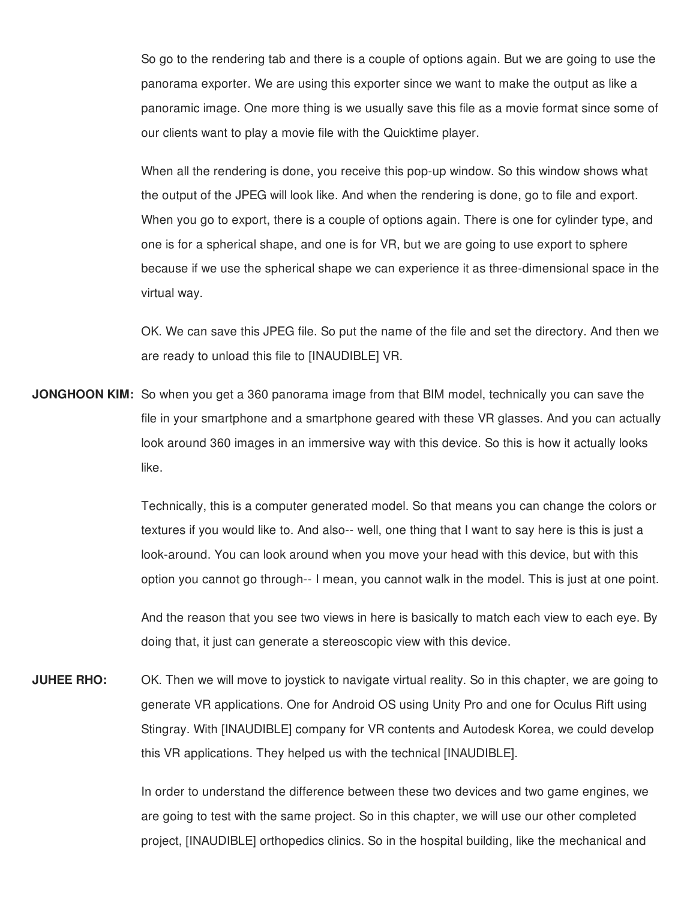So go to the rendering tab and there is a couple of options again. But we are going to use the panorama exporter. We are using this exporter since we want to make the output as like a panoramic image. One more thing is we usually save this file as a movie format since some of our clients want to play a movie file with the Quicktime player.

When all the rendering is done, you receive this pop-up window. So this window shows what the output of the JPEG will look like. And when the rendering is done, go to file and export. When you go to export, there is a couple of options again. There is one for cylinder type, and one is for a spherical shape, and one is for VR, but we are going to use export to sphere because if we use the spherical shape we can experience it as three-dimensional space in the virtual way.

OK. We can save this JPEG file. So put the name of the file and set the directory. And then we are ready to unload this file to [INAUDIBLE] VR.

**JONGHOON KIM:** So when you get a 360 panorama image from that BIM model, technically you can save the file in your smartphone and a smartphone geared with these VR glasses. And you can actually look around 360 images in an immersive way with this device. So this is how it actually looks like.

Technically, this is a computer generated model. So that means you can change the colors or textures if you would like to. And also-- well, one thing that I want to say here is this is just a look-around. You can look around when you move your head with this device, but with this option you cannot go through-- I mean, you cannot walk in the model. This is just at one point.

And the reason that you see two views in here is basically to match each view to each eye. By doing that, it just can generate a stereoscopic view with this device.

**JUHEE RHO:** OK. Then we will move to joystick to navigate virtual reality. So in this chapter, we are going to generate VR applications. One for Android OS using Unity Pro and one for Oculus Rift using Stingray. With [INAUDIBLE] company for VR contents and Autodesk Korea, we could develop this VR applications. They helped us with the technical [INAUDIBLE].

In order to understand the difference between these two devices and two game engines, we are going to test with the same project. So in this chapter, we will use our other completed project, [INAUDIBLE] orthopedics clinics. So in the hospital building, like the mechanical and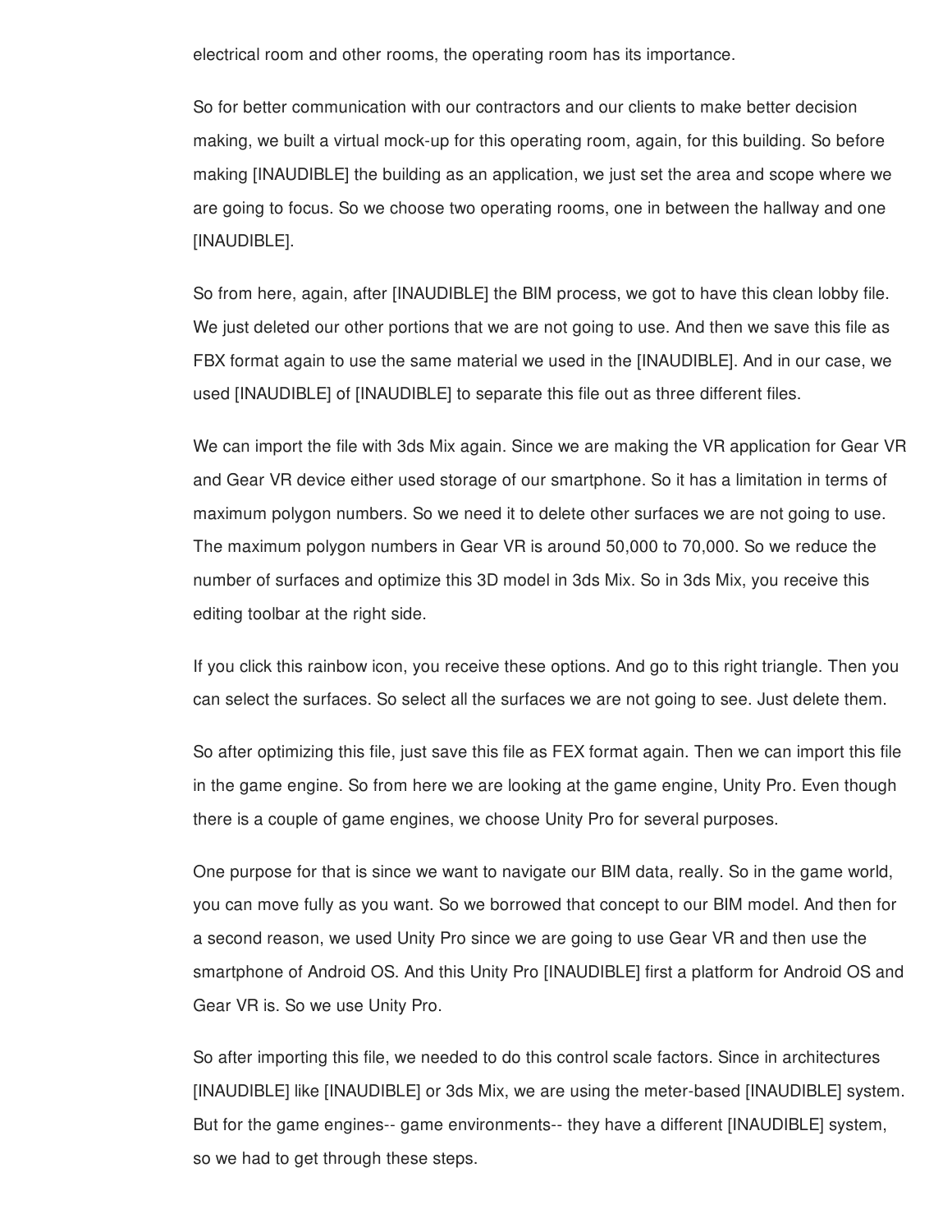electrical room and other rooms, the operating room has its importance.

So for better communication with our contractors and our clients to make better decision making, we built a virtual mock-up for this operating room, again, for this building. So before making [INAUDIBLE] the building as an application, we just set the area and scope where we are going to focus. So we choose two operating rooms, one in between the hallway and one [INAUDIBLE].

So from here, again, after [INAUDIBLE] the BIM process, we got to have this clean lobby file. We just deleted our other portions that we are not going to use. And then we save this file as FBX format again to use the same material we used in the [INAUDIBLE]. And in our case, we used [INAUDIBLE] of [INAUDIBLE] to separate this file out as three different files.

We can import the file with 3ds Mix again. Since we are making the VR application for Gear VR and Gear VR device either used storage of our smartphone. So it has a limitation in terms of maximum polygon numbers. So we need it to delete other surfaces we are not going to use. The maximum polygon numbers in Gear VR is around 50,000 to 70,000. So we reduce the number of surfaces and optimize this 3D model in 3ds Mix. So in 3ds Mix, you receive this editing toolbar at the right side.

If you click this rainbow icon, you receive these options. And go to this right triangle. Then you can select the surfaces. So select all the surfaces we are not going to see. Just delete them.

So after optimizing this file, just save this file as FEX format again. Then we can import this file in the game engine. So from here we are looking at the game engine, Unity Pro. Even though there is a couple of game engines, we choose Unity Pro for several purposes.

One purpose for that is since we want to navigate our BIM data, really. So in the game world, you can move fully as you want. So we borrowed that concept to our BIM model. And then for a second reason, we used Unity Pro since we are going to use Gear VR and then use the smartphone of Android OS. And this Unity Pro [INAUDIBLE] first a platform for Android OS and Gear VR is. So we use Unity Pro.

So after importing this file, we needed to do this control scale factors. Since in architectures [INAUDIBLE] like [INAUDIBLE] or 3ds Mix, we are using the meter-based [INAUDIBLE] system. But for the game engines-- game environments-- they have a different [INAUDIBLE] system, so we had to get through these steps.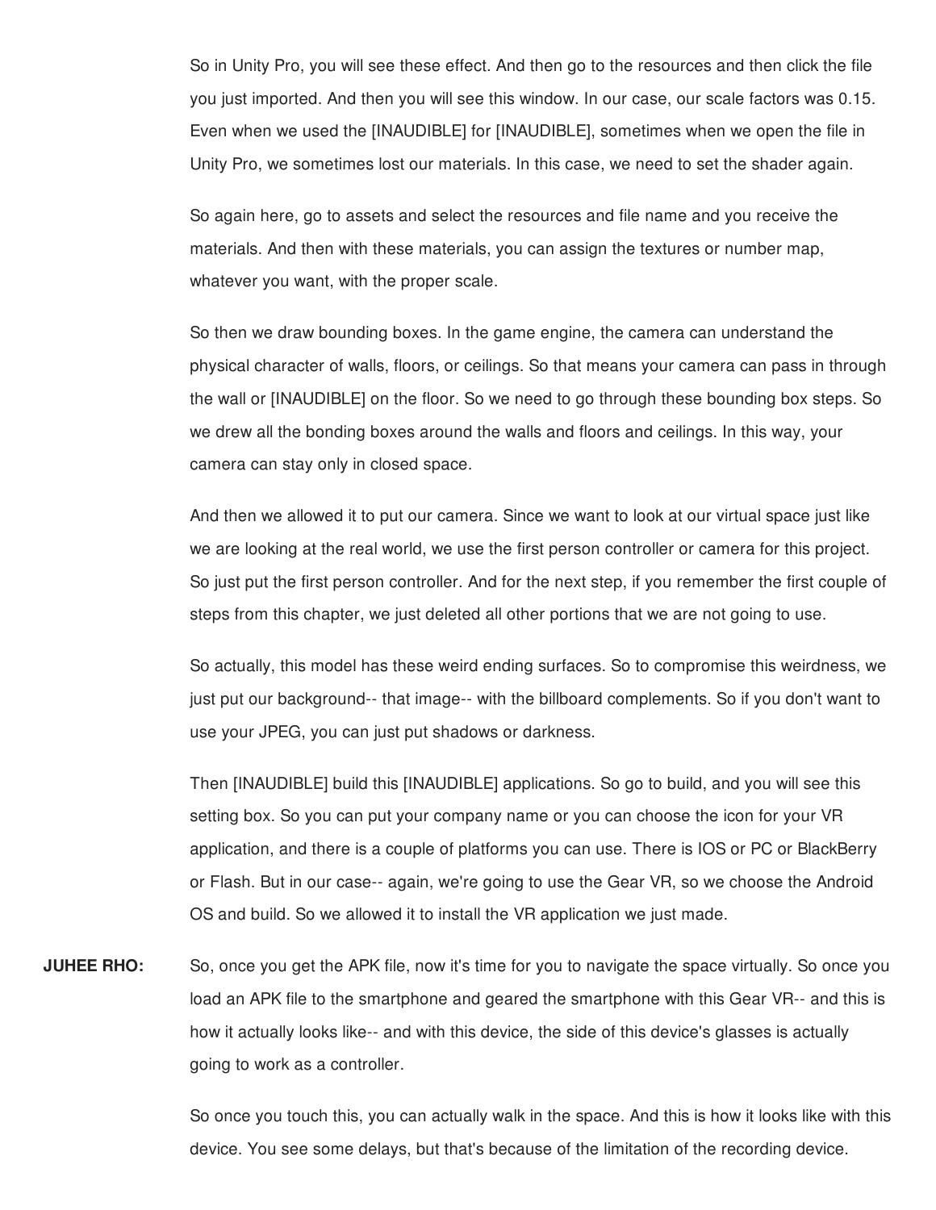So in Unity Pro, you will see these effect. And then go to the resources and then click the file you just imported. And then you will see this window. In our case, our scale factors was 0.15. Even when we used the [INAUDIBLE] for [INAUDIBLE], sometimes when we open the file in Unity Pro, we sometimes lost our materials. In this case, we need to set the shader again.

So again here, go to assets and select the resources and file name and you receive the materials. And then with these materials, you can assign the textures or number map, whatever you want, with the proper scale.

So then we draw bounding boxes. In the game engine, the camera can understand the physical character of walls, floors, or ceilings. So that means your camera can pass in through the wall or [INAUDIBLE] on the floor. So we need to go through these bounding box steps. So we drew all the bonding boxes around the walls and floors and ceilings. In this way, your camera can stay only in closed space.

And then we allowed it to put our camera. Since we want to look at our virtual space just like we are looking at the real world, we use the first person controller or camera for this project. So just put the first person controller. And for the next step, if you remember the first couple of steps from this chapter, we just deleted all other portions that we are not going to use.

So actually, this model has these weird ending surfaces. So to compromise this weirdness, we just put our background-- that image-- with the billboard complements. So if you don't want to use your JPEG, you can just put shadows or darkness.

Then [INAUDIBLE] build this [INAUDIBLE] applications. So go to build, and you will see this setting box. So you can put your company name or you can choose the icon for your VR application, and there is a couple of platforms you can use. There is IOS or PC or BlackBerry or Flash. But in our case-- again, we're going to use the Gear VR, so we choose the Android OS and build. So we allowed it to install the VR application we just made.

**JUHEE RHO:** So, once you get the APK file, now it's time for you to navigate the space virtually. So once you load an APK file to the smartphone and geared the smartphone with this Gear VR-- and this is how it actually looks like-- and with this device, the side of this device's glasses is actually going to work as a controller.

So once you touch this, you can actually walk in the space. And this is how it looks like with this device. You see some delays, but that's because of the limitation of the recording device.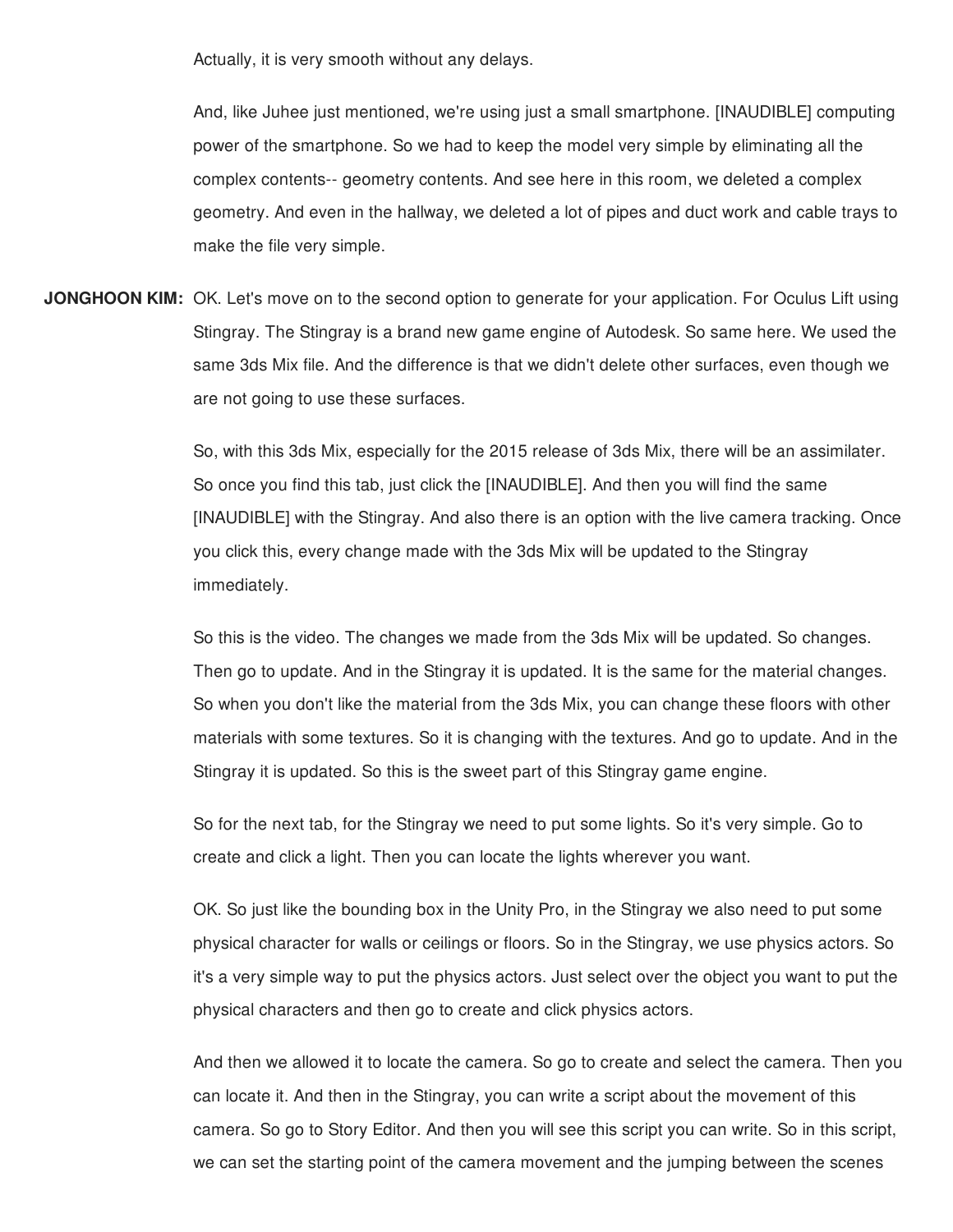Actually, it is very smooth without any delays.

And, like Juhee just mentioned, we're using just a small smartphone. [INAUDIBLE] computing power of the smartphone. So we had to keep the model very simple by eliminating all the complex contents-- geometry contents. And see here in this room, we deleted a complex geometry. And even in the hallway, we deleted a lot of pipes and duct work and cable trays to make the file very simple.

**JONGHOON KIM:** OK. Let's move on to the second option to generate for your application. For Oculus Lift using Stingray. The Stingray is a brand new game engine of Autodesk. So same here. We used the same 3ds Mix file. And the difference is that we didn't delete other surfaces, even though we are not going to use these surfaces.

So, with this 3ds Mix, especially for the 2015 release of 3ds Mix, there will be an assimilater. So once you find this tab, just click the [INAUDIBLE]. And then you will find the same [INAUDIBLE] with the Stingray. And also there is an option with the live camera tracking. Once you click this, every change made with the 3ds Mix will be updated to the Stingray immediately.

So this is the video. The changes we made from the 3ds Mix will be updated. So changes. Then go to update. And in the Stingray it is updated. It is the same for the material changes. So when you don't like the material from the 3ds Mix, you can change these floors with other materials with some textures. So it is changing with the textures. And go to update. And in the Stingray it is updated. So this is the sweet part of this Stingray game engine.

So for the next tab, for the Stingray we need to put some lights. So it's very simple. Go to create and click a light. Then you can locate the lights wherever you want.

OK. So just like the bounding box in the Unity Pro, in the Stingray we also need to put some physical character for walls or ceilings or floors. So in the Stingray, we use physics actors. So it's a very simple way to put the physics actors. Just select over the object you want to put the physical characters and then go to create and click physics actors.

And then we allowed it to locate the camera. So go to create and select the camera. Then you can locate it. And then in the Stingray, you can write a script about the movement of this camera. So go to Story Editor. And then you will see this script you can write. So in this script, we can set the starting point of the camera movement and the jumping between the scenes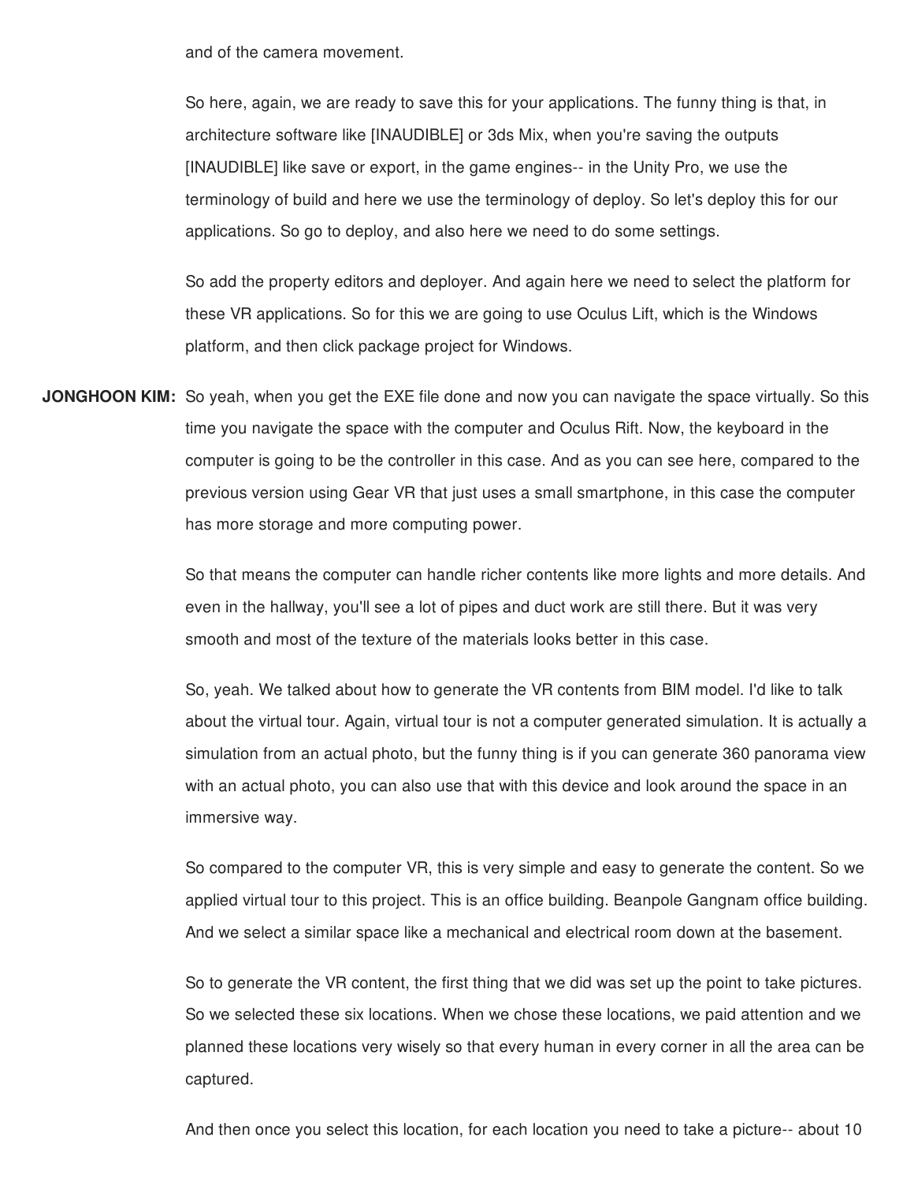and of the camera movement.

So here, again, we are ready to save this for your applications. The funny thing is that, in architecture software like [INAUDIBLE] or 3ds Mix, when you're saving the outputs [INAUDIBLE] like save or export, in the game engines-- in the Unity Pro, we use the terminology of build and here we use the terminology of deploy. So let's deploy this for our applications. So go to deploy, and also here we need to do some settings.

So add the property editors and deployer. And again here we need to select the platform for these VR applications. So for this we are going to use Oculus Lift, which is the Windows platform, and then click package project for Windows.

**JONGHOON KIM:** So yeah, when you get the EXE file done and now you can navigate the space virtually. So this time you navigate the space with the computer and Oculus Rift. Now, the keyboard in the computer is going to be the controller in this case. And as you can see here, compared to the previous version using Gear VR that just uses a small smartphone, in this case the computer has more storage and more computing power.

So that means the computer can handle richer contents like more lights and more details. And even in the hallway, you'll see a lot of pipes and duct work are still there. But it was very smooth and most of the texture of the materials looks better in this case.

So, yeah. We talked about how to generate the VR contents from BIM model. I'd like to talk about the virtual tour. Again, virtual tour is not a computer generated simulation. It is actually a simulation from an actual photo, but the funny thing is if you can generate 360 panorama view with an actual photo, you can also use that with this device and look around the space in an immersive way.

So compared to the computer VR, this is very simple and easy to generate the content. So we applied virtual tour to this project. This is an office building. Beanpole Gangnam office building. And we select a similar space like a mechanical and electrical room down at the basement.

So to generate the VR content, the first thing that we did was set up the point to take pictures. So we selected these six locations. When we chose these locations, we paid attention and we planned these locations very wisely so that every human in every corner in all the area can be captured.

And then once you select this location, for each location you need to take a picture-- about 10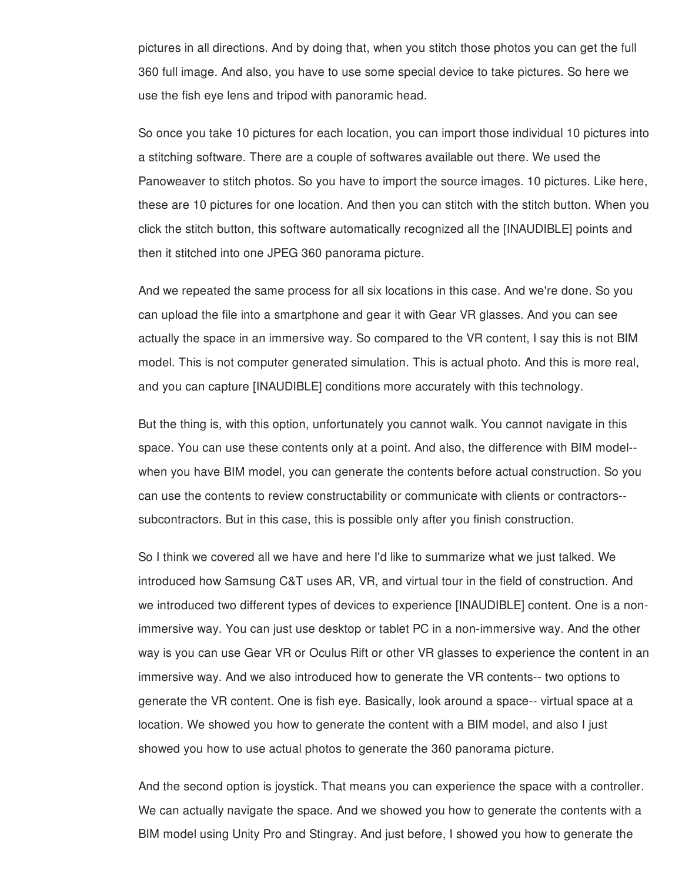pictures in all directions. And by doing that, when you stitch those photos you can get the full 360 full image. And also, you have to use some special device to take pictures. So here we use the fish eye lens and tripod with panoramic head.

So once you take 10 pictures for each location, you can import those individual 10 pictures into a stitching software. There are a couple of softwares available out there. We used the Panoweaver to stitch photos. So you have to import the source images. 10 pictures. Like here, these are 10 pictures for one location. And then you can stitch with the stitch button. When you click the stitch button, this software automatically recognized all the [INAUDIBLE] points and then it stitched into one JPEG 360 panorama picture.

And we repeated the same process for all six locations in this case. And we're done. So you can upload the file into a smartphone and gear it with Gear VR glasses. And you can see actually the space in an immersive way. So compared to the VR content, I say this is not BIM model. This is not computer generated simulation. This is actual photo. And this is more real, and you can capture [INAUDIBLE] conditions more accurately with this technology.

But the thing is, with this option, unfortunately you cannot walk. You cannot navigate in this space. You can use these contents only at a point. And also, the difference with BIM model-- when you have BIM model, you can generate the contents before actual construction. So you can use the contents to review constructability or communicate with clients or contractors-- subcontractors. But in this case, this is possible only after you finish construction.

So I think we covered all we have and here I'd like to summarize what we just talked. We introduced how Samsung C&T uses AR, VR, and virtual tour in the field of construction. And we introduced two different types of devices to experience [INAUDIBLE] content. One is a non-immersive way. You can just use desktop or tablet PC in a non-immersive way. And the other way is you can use Gear VR or Oculus Rift or other VR glasses to experience the content in an immersive way. And we also introduced how to generate the VR contents-- two options to generate the VR content. One is fish eye. Basically, look around a space-- virtual space at a location. We showed you how to generate the content with a BIM model, and also I just showed you how to use actual photos to generate the 360 panorama picture.

And the second option is joystick. That means you can experience the space with a controller. We can actually navigate the space. And we showed you how to generate the contents with a BIM model using Unity Pro and Stingray. And just before, I showed you how to generate the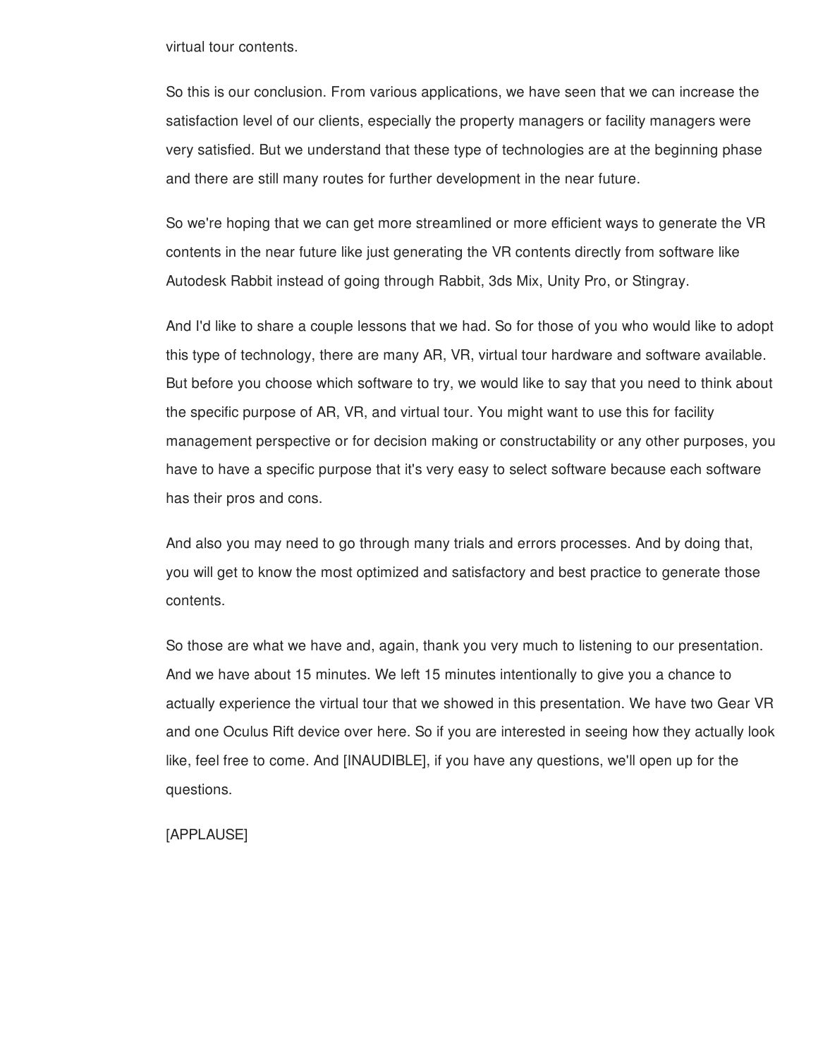virtual tour contents.

So this is our conclusion. From various applications, we have seen that we can increase the satisfaction level of our clients, especially the property managers or facility managers were very satisfied. But we understand that these type of technologies are at the beginning phase and there are still many routes for further development in the near future.

So we're hoping that we can get more streamlined or more efficient ways to generate the VR contents in the near future like just generating the VR contents directly from software like Autodesk Rabbit instead of going through Rabbit, 3ds Mix, Unity Pro, or Stingray.

And I'd like to share a couple lessons that we had. So for those of you who would like to adopt this type of technology, there are many AR, VR, virtual tour hardware and software available. But before you choose which software to try, we would like to say that you need to think about the specific purpose of AR, VR, and virtual tour. You might want to use this for facility management perspective or for decision making or constructability or any other purposes, you have to have a specific purpose that it's very easy to select software because each software has their pros and cons.

And also you may need to go through many trials and errors processes. And by doing that, you will get to know the most optimized and satisfactory and best practice to generate those contents.

So those are what we have and, again, thank you very much to listening to our presentation. And we have about 15 minutes. We left 15 minutes intentionally to give you a chance to actually experience the virtual tour that we showed in this presentation. We have two Gear VR and one Oculus Rift device over here. So if you are interested in seeing how they actually look like, feel free to come. And [INAUDIBLE], if you have any questions, we'll open up for the questions.

[APPLAUSE]